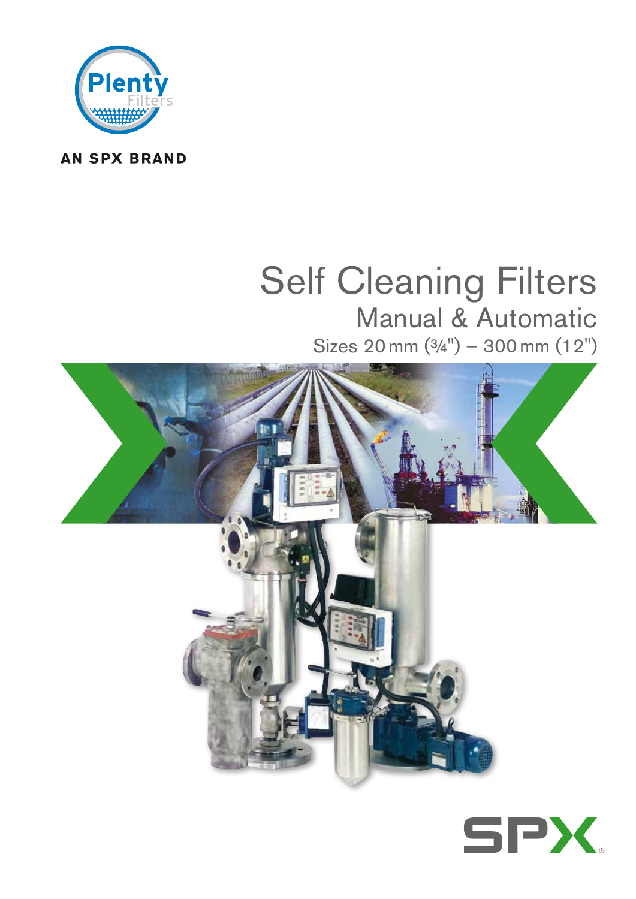Plenty Filters

AN SPX BRAND

# Self Cleaning Filters

## Manual & Automatic

Sizes 20 mm (¾") – 300 mm (12")

SPX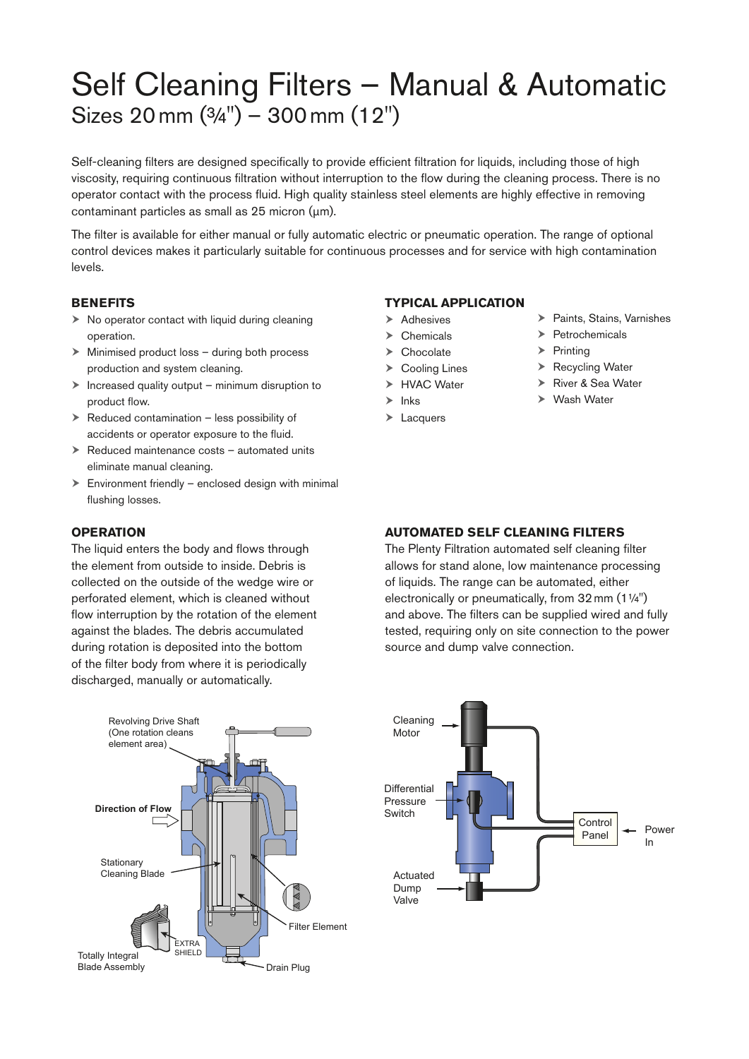# Self Cleaning Filters – Manual & Automatic

## Sizes 20 mm (¾") – 300 mm (12")

Self-cleaning filters are designed specifically to provide efficient filtration for liquids, including those of high viscosity, requiring continuous filtration without interruption to the flow during the cleaning process. There is no operator contact with the process fluid. High quality stainless steel elements are highly effective in removing contaminant particles as small as 25 micron (µm).

The filter is available for either manual or fully automatic electric or pneumatic operation. The range of optional control devices makes it particularly suitable for continuous processes and for service with high contamination levels.

### BENEFITS

- No operator contact with liquid during cleaning operation.
- Minimised product loss – during both process production and system cleaning.
- Increased quality output – minimum disruption to product flow.
- Reduced contamination – less possibility of accidents or operator exposure to the fluid.
- Reduced maintenance costs – automated units eliminate manual cleaning.
- Environment friendly – enclosed design with minimal flushing losses.

### TYPICAL APPLICATION

- Adhesives
- Chemicals
- Chocolate
- Cooling Lines
- HVAC Water
- Inks
- Lacquers
- Paints, Stains, Varnishes
- Petrochemicals
- Printing
- Recycling Water
- River & Sea Water
- Wash Water

### OPERATION

The liquid enters the body and flows through the element from outside to inside. Debris is collected on the outside of the wedge wire or perforated element, which is cleaned without flow interruption by the rotation of the element against the blades. The debris accumulated during rotation is deposited into the bottom of the filter body from where it is periodically discharged, manually or automatically.

### AUTOMATED SELF CLEANING FILTERS

The Plenty Filtration automated self cleaning filter allows for stand alone, low maintenance processing of liquids. The range can be automated, either electronically or pneumatically, from 32 mm (1¼") and above. The filters can be supplied wired and fully tested, requiring only on site connection to the power source and dump valve connection.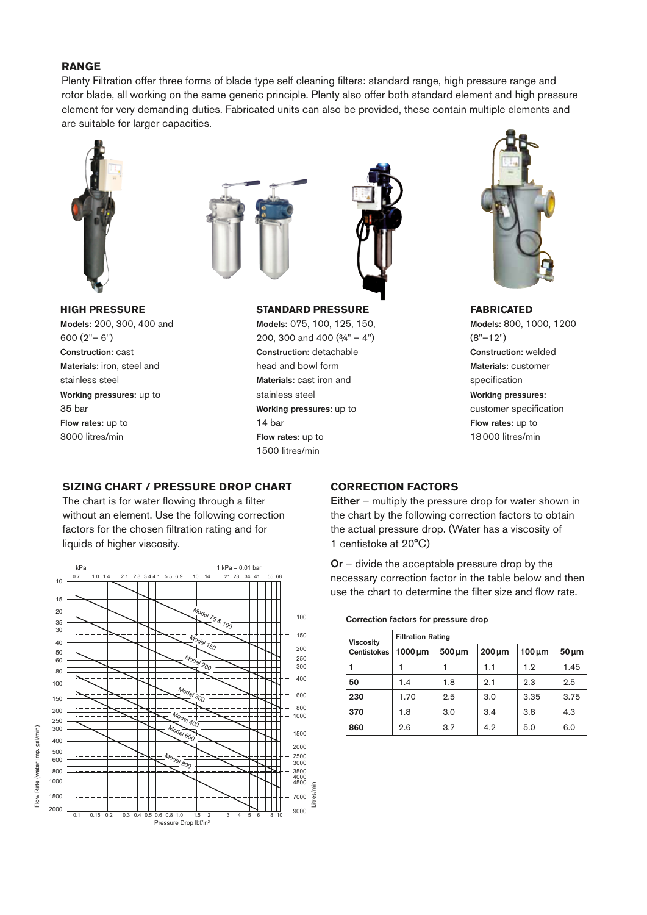## RANGE

Plenty Filtration offer three forms of blade type self cleaning filters: standard range, high pressure range and rotor blade, all working on the same generic principle. Plenty also offer both standard element and high pressure element for very demanding duties. Fabricated units can also be provided, these contain multiple elements and are suitable for larger capacities.

### HIGH PRESSURE

**Models:** 200, 300, 400 and 600 (2"– 6")
**Construction:** cast
**Materials:** iron, steel and stainless steel
**Working pressures:** up to 35 bar
**Flow rates:** up to 3000 litres/min

### STANDARD PRESSURE

**Models:** 075, 100, 125, 150, 200, 300 and 400 (¾" – 4")
**Construction:** detachable head and bowl form
**Materials:** cast iron and stainless steel
**Working pressures:** up to 14 bar
**Flow rates:** up to 1500 litres/min

### FABRICATED

**Models:** 800, 1000, 1200 (8"–12")
**Construction:** welded
**Materials:** customer specification
**Working pressures:** customer specification
**Flow rates:** up to 18 000 litres/min

## SIZING CHART / PRESSURE DROP CHART

The chart is for water flowing through a filter without an element. Use the following correction factors for the chosen filtration rating and for liquids of higher viscosity.

## CORRECTION FACTORS

**Either** – multiply the pressure drop for water shown in the chart by the following correction factors to obtain the actual pressure drop. (Water has a viscosity of 1 centistoke at 20°C)

**Or** – divide the acceptable pressure drop by the necessary correction factor in the table below and then use the chart to determine the filter size and flow rate.

**Correction factors for pressure drop**

| Viscosity Centistokes | Filtration Rating | | | | |
|---|---|---|---|---|---|
| | 1000 µm | 500 µm | 200 µm | 100 µm | 50 µm |
| **1** | 1 | 1 | 1.1 | 1.2 | 1.45 |
| **50** | 1.4 | 1.8 | 2.1 | 2.3 | 2.5 |
| **230** | 1.70 | 2.5 | 3.0 | 3.35 | 3.75 |
| **370** | 1.8 | 3.0 | 3.4 | 3.8 | 4.3 |
| **860** | 2.6 | 3.7 | 4.2 | 5.0 | 6.0 |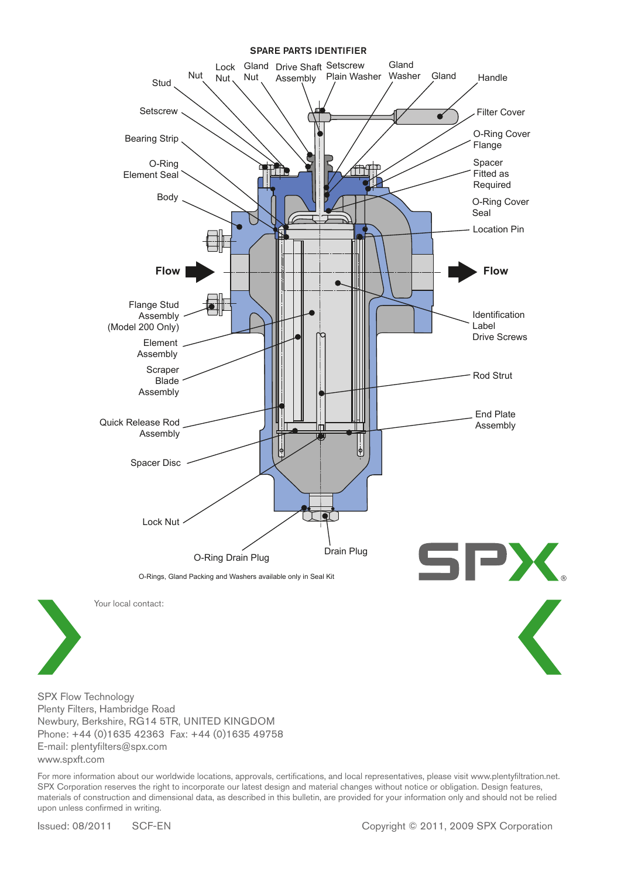## SPARE PARTS IDENTIFIER

Stud
Nut
Lock Nut
Gland Nut
Drive Shaft Assembly
Setscrew Plain Washer
Gland Washer
Gland
Handle
Setscrew
Filter Cover
Bearing Strip
O-Ring Cover Flange
O-Ring Element Seal
Spacer Fitted as Required
Body
O-Ring Cover Seal
Location Pin
**Flow**
**Flow**
Flange Stud Assembly (Model 200 Only)
Identification Label Drive Screws
Element Assembly
Scraper Blade Assembly
Rod Strut
Quick Release Rod Assembly
End Plate Assembly
Spacer Disc
Lock Nut
O-Ring Drain Plug
Drain Plug

O-Rings, Gland Packing and Washers available only in Seal Kit

SPX®

Your local contact:

SPX Flow Technology
Plenty Filters, Hambridge Road
Newbury, Berkshire, RG14 5TR, UNITED KINGDOM
Phone: +44 (0)1635 42363 Fax: +44 (0)1635 49758
E-mail: plentyfilters@spx.com
www.spxft.com

For more information about our worldwide locations, approvals, certifications, and local representatives, please visit www.plentyfiltration.net. SPX Corporation reserves the right to incorporate our latest design and material changes without notice or obligation. Design features, materials of construction and dimensional data, as described in this bulletin, are provided for your information only and should not be relied upon unless confirmed in writing.

Issued: 08/2011 SCF-EN

Copyright © 2011, 2009 SPX Corporation